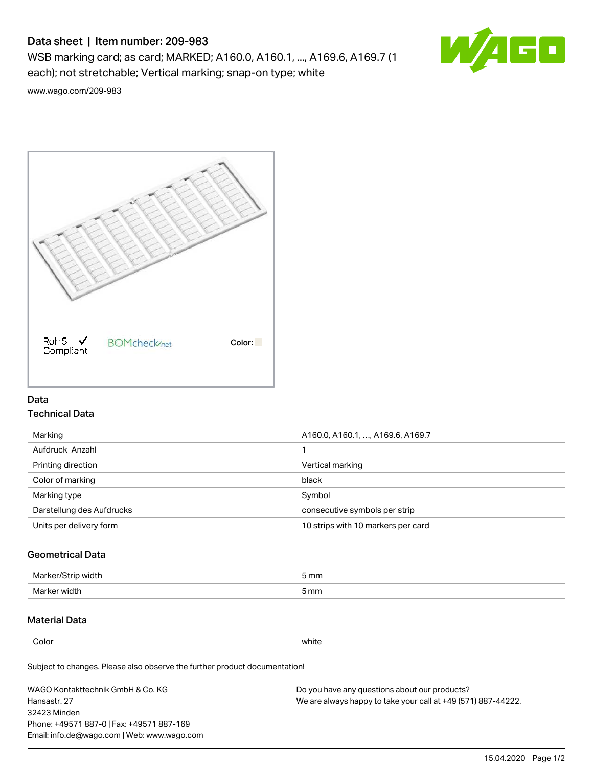# Data sheet | Item number: 209-983

WSB marking card; as card; MARKED; A160.0, A160.1, ..., A169.6, A169.7 (1 each); not stretchable; Vertical marking; snap-on type; white

www.wago.com/209-983

RoHS ✓ Compliant

BOMcheck.net

Color:

## Data

### Technical Data

| | |
|---|---|
| Marking | A160.0, A160.1, ..., A169.6, A169.7 |
| Aufdruck_Anzahl | 1 |
| Printing direction | Vertical marking |
| Color of marking | black |
| Marking type | Symbol |
| Darstellung des Aufdrucks | consecutive symbols per strip |
| Units per delivery form | 10 strips with 10 markers per card |

### Geometrical Data

| | |
|---|---|
| Marker/Strip width | 5 mm |
| Marker width | 5 mm |

### Material Data

| | |
|---|---|
| Color | white |

Subject to changes. Please also observe the further product documentation!

WAGO Kontakttechnik GmbH & Co. KG
Hansastr. 27
32423 Minden
Phone: +49571 887-0 | Fax: +49571 887-169
Email: info.de@wago.com | Web: www.wago.com

Do you have any questions about our products?
We are always happy to take your call at +49 (571) 887-44222.

15.04.2020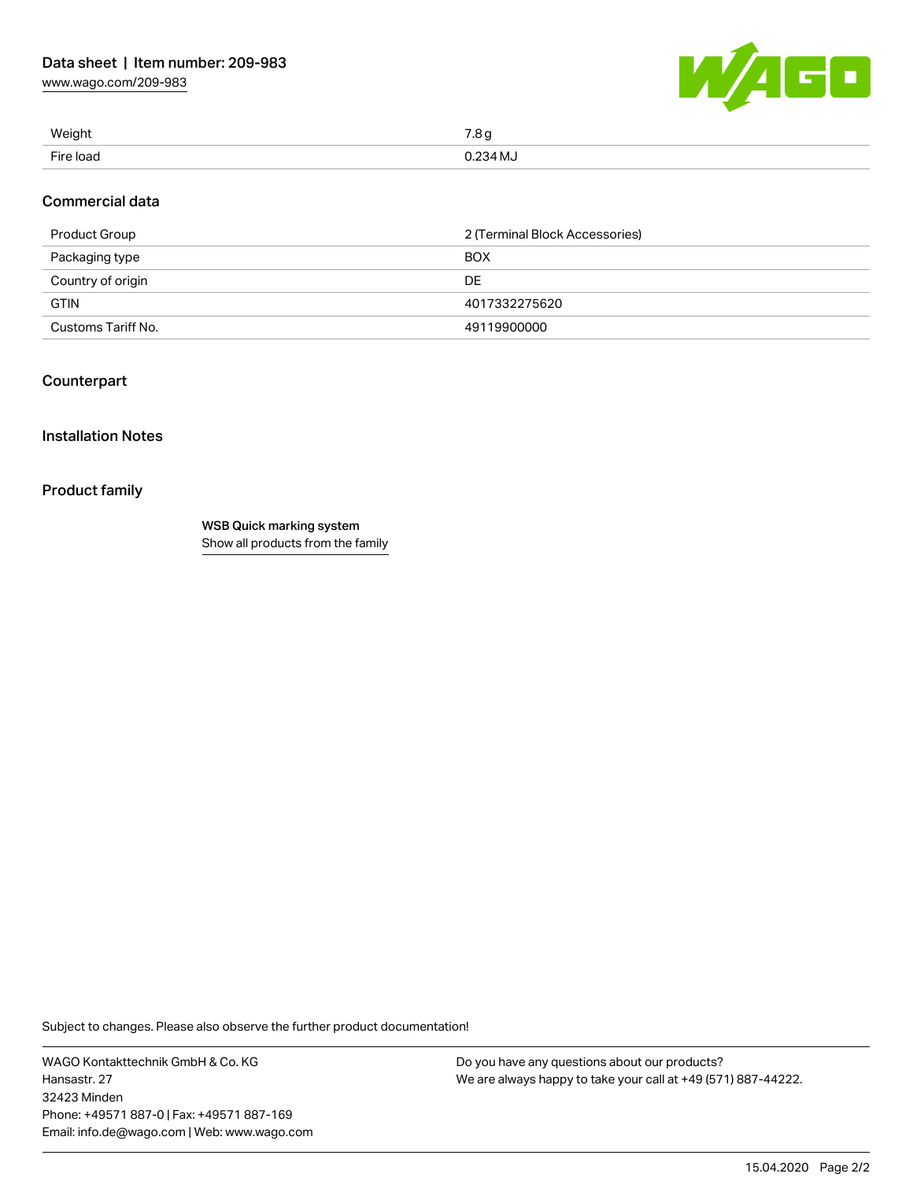| | |
|---|---|
| Weight | 7.8 g |
| Fire load | 0.234 MJ |

## Commercial data

| | |
|---|---|
| Product Group | 2 (Terminal Block Accessories) |
| Packaging type | BOX |
| Country of origin | DE |
| GTIN | 4017332275620 |
| Customs Tariff No. | 49119900000 |

## Counterpart

## Installation Notes

## Product family

**WSB Quick marking system**
Show all products from the family

Subject to changes. Please also observe the further product documentation!

WAGO Kontakttechnik GmbH & Co. KG
Hansastr. 27
32423 Minden
Phone: +49571 887-0 | Fax: +49571 887-169
Email: info.de@wago.com | Web: www.wago.com

Do you have any questions about our products?
We are always happy to take your call at +49 (571) 887-44222.